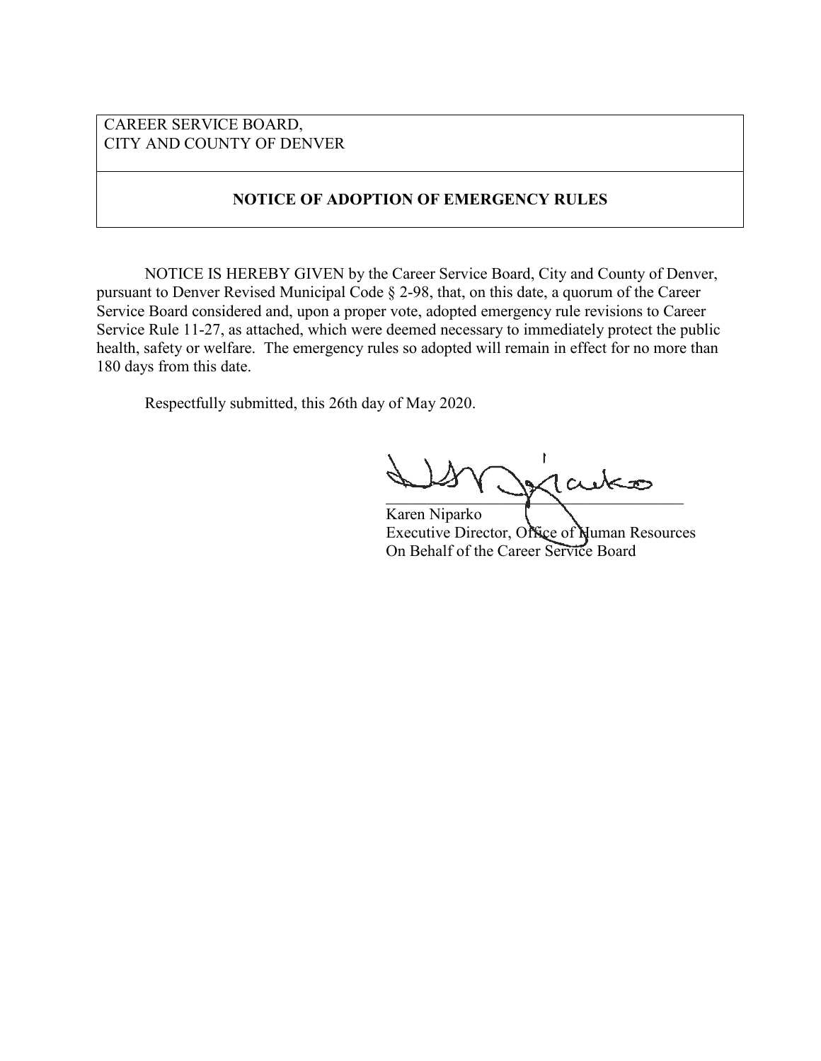CAREER SERVICE BOARD,
CITY AND COUNTY OF DENVER

**NOTICE OF ADOPTION OF EMERGENCY RULES**

NOTICE IS HEREBY GIVEN by the Career Service Board, City and County of Denver, pursuant to Denver Revised Municipal Code § 2-98, that, on this date, a quorum of the Career Service Board considered and, upon a proper vote, adopted emergency rule revisions to Career Service Rule 11-27, as attached, which were deemed necessary to immediately protect the public health, safety or welfare. The emergency rules so adopted will remain in effect for no more than 180 days from this date.

Respectfully submitted, this 26th day of May 2020.

Karen Niparko
Executive Director, Office of Human Resources
On Behalf of the Career Service Board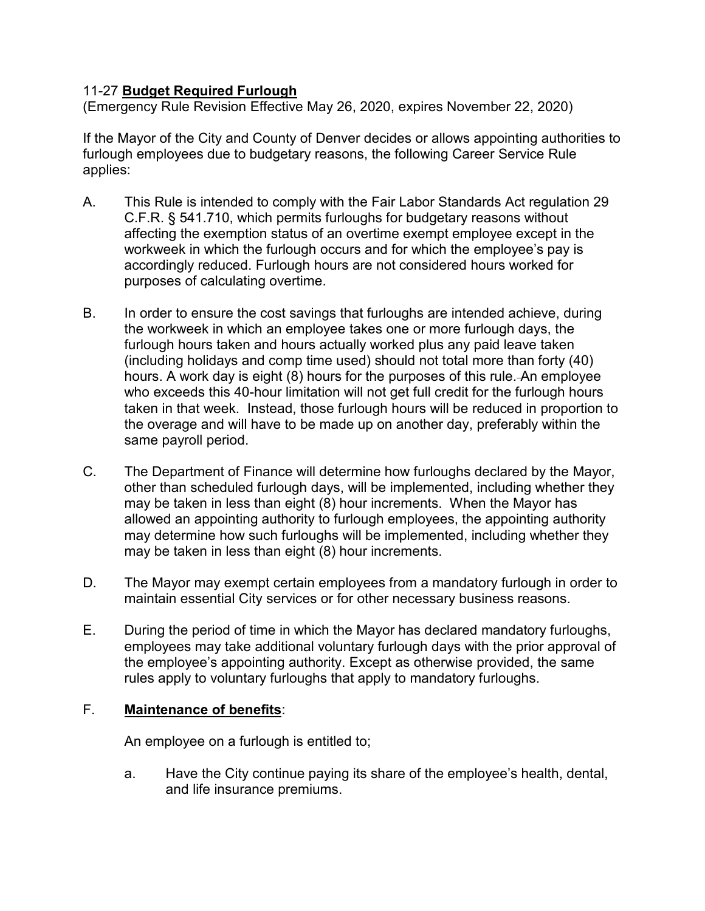11-27 **Budget Required Furlough**
(Emergency Rule Revision Effective May 26, 2020, expires November 22, 2020)

If the Mayor of the City and County of Denver decides or allows appointing authorities to furlough employees due to budgetary reasons, the following Career Service Rule applies:

A. This Rule is intended to comply with the Fair Labor Standards Act regulation 29 C.F.R. § 541.710, which permits furloughs for budgetary reasons without affecting the exemption status of an overtime exempt employee except in the workweek in which the furlough occurs and for which the employee's pay is accordingly reduced. Furlough hours are not considered hours worked for purposes of calculating overtime.

B. In order to ensure the cost savings that furloughs are intended achieve, during the workweek in which an employee takes one or more furlough days, the furlough hours taken and hours actually worked plus any paid leave taken (including holidays and comp time used) should not total more than forty (40) hours. A work day is eight (8) hours for the purposes of this rule. An employee who exceeds this 40-hour limitation will not get full credit for the furlough hours taken in that week. Instead, those furlough hours will be reduced in proportion to the overage and will have to be made up on another day, preferably within the same payroll period.

C. The Department of Finance will determine how furloughs declared by the Mayor, other than scheduled furlough days, will be implemented, including whether they may be taken in less than eight (8) hour increments. When the Mayor has allowed an appointing authority to furlough employees, the appointing authority may determine how such furloughs will be implemented, including whether they may be taken in less than eight (8) hour increments.

D. The Mayor may exempt certain employees from a mandatory furlough in order to maintain essential City services or for other necessary business reasons.

E. During the period of time in which the Mayor has declared mandatory furloughs, employees may take additional voluntary furlough days with the prior approval of the employee's appointing authority. Except as otherwise provided, the same rules apply to voluntary furloughs that apply to mandatory furloughs.

F. **Maintenance of benefits**:

An employee on a furlough is entitled to;

a. Have the City continue paying its share of the employee's health, dental, and life insurance premiums.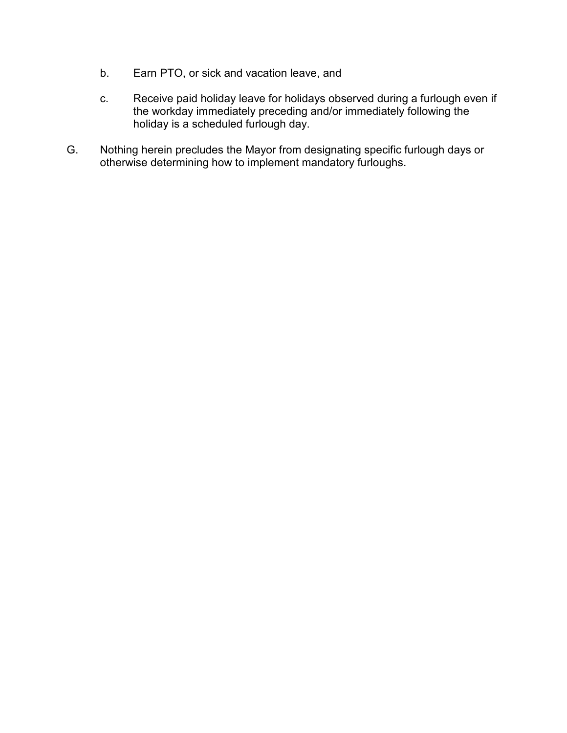b. Earn PTO, or sick and vacation leave, and

c. Receive paid holiday leave for holidays observed during a furlough even if the workday immediately preceding and/or immediately following the holiday is a scheduled furlough day.

G. Nothing herein precludes the Mayor from designating specific furlough days or otherwise determining how to implement mandatory furloughs.